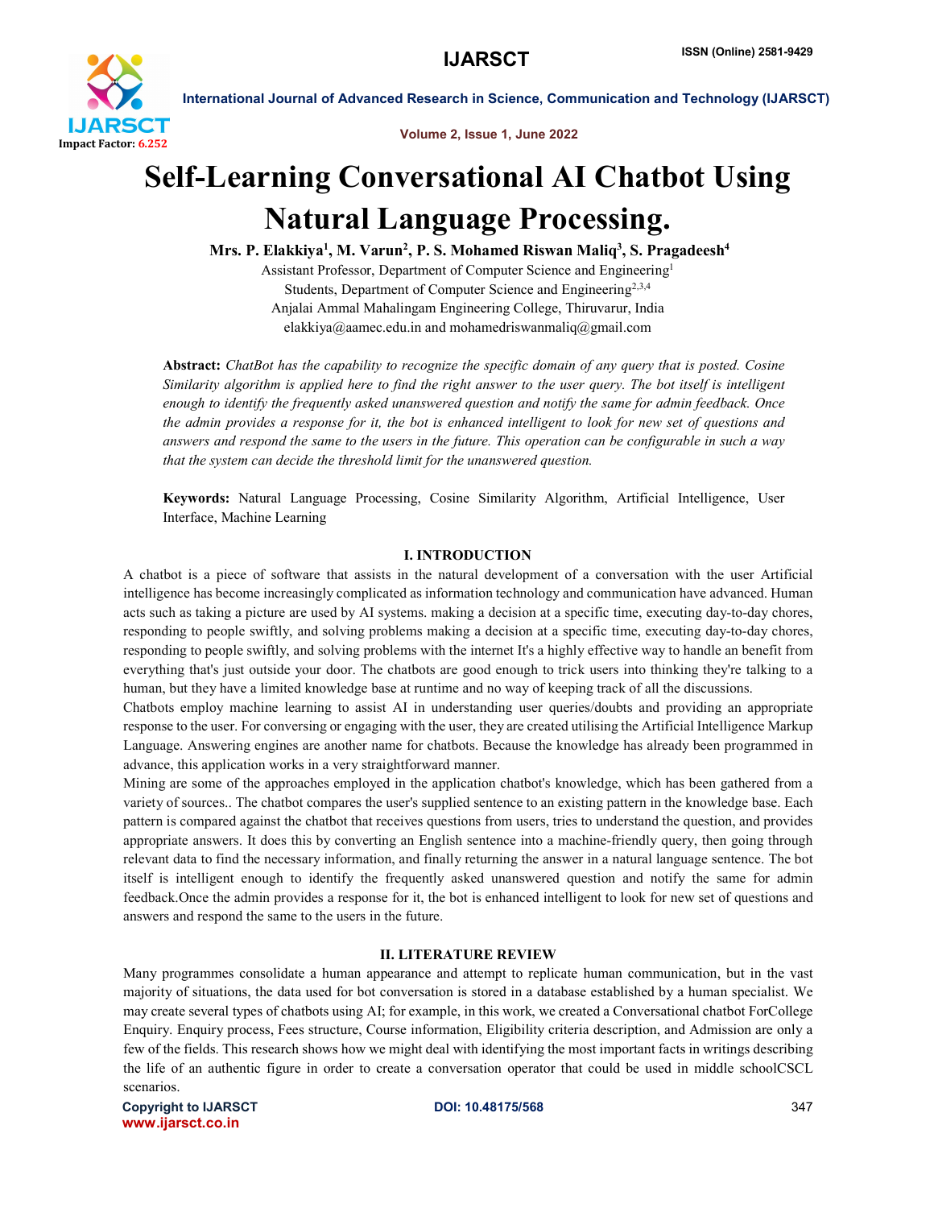# Self-Learning Conversational AI Chatbot Using Natural Language Processing.

**Mrs. P. Elakkiya[1], M. Varun[2], P. S. Mohamed Riswan Maliq[3], S. Pragadeesh[4]**

Assistant Professor, Department of Computer Science and Engineering[1]
Students, Department of Computer Science and Engineering[2,3,4]
Anjalai Ammal Mahalingam Engineering College, Thiruvarur, India
elakkiya@aamec.edu.in and mohamedriswanmaliq@gmail.com

**Abstract:** *ChatBot has the capability to recognize the specific domain of any query that is posted. Cosine Similarity algorithm is applied here to find the right answer to the user query. The bot itself is intelligent enough to identify the frequently asked unanswered question and notify the same for admin feedback. Once the admin provides a response for it, the bot is enhanced intelligent to look for new set of questions and answers and respond the same to the users in the future. This operation can be configurable in such a way that the system can decide the threshold limit for the unanswered question.*

**Keywords:** Natural Language Processing, Cosine Similarity Algorithm, Artificial Intelligence, User Interface, Machine Learning

## I. INTRODUCTION

A chatbot is a piece of software that assists in the natural development of a conversation with the user Artificial intelligence has become increasingly complicated as information technology and communication have advanced. Human acts such as taking a picture are used by AI systems. making a decision at a specific time, executing day-to-day chores, responding to people swiftly, and solving problems making a decision at a specific time, executing day-to-day chores, responding to people swiftly, and solving problems with the internet It's a highly effective way to handle an benefit from everything that's just outside your door. The chatbots are good enough to trick users into thinking they're talking to a human, but they have a limited knowledge base at runtime and no way of keeping track of all the discussions.

Chatbots employ machine learning to assist AI in understanding user queries/doubts and providing an appropriate response to the user. For conversing or engaging with the user, they are created utilising the Artificial Intelligence Markup Language. Answering engines are another name for chatbots. Because the knowledge has already been programmed in advance, this application works in a very straightforward manner.

Mining are some of the approaches employed in the application chatbot's knowledge, which has been gathered from a variety of sources.. The chatbot compares the user's supplied sentence to an existing pattern in the knowledge base. Each pattern is compared against the chatbot that receives questions from users, tries to understand the question, and provides appropriate answers. It does this by converting an English sentence into a machine-friendly query, then going through relevant data to find the necessary information, and finally returning the answer in a natural language sentence. The bot itself is intelligent enough to identify the frequently asked unanswered question and notify the same for admin feedback.Once the admin provides a response for it, the bot is enhanced intelligent to look for new set of questions and answers and respond the same to the users in the future.

## II. LITERATURE REVIEW

Many programmes consolidate a human appearance and attempt to replicate human communication, but in the vast majority of situations, the data used for bot conversation is stored in a database established by a human specialist. We may create several types of chatbots using AI; for example, in this work, we created a Conversational chatbot ForCollege Enquiry. Enquiry process, Fees structure, Course information, Eligibility criteria description, and Admission are only a few of the fields. This research shows how we might deal with identifying the most important facts in writings describing the life of an authentic figure in order to create a conversation operator that could be used in middle schoolCSCL scenarios.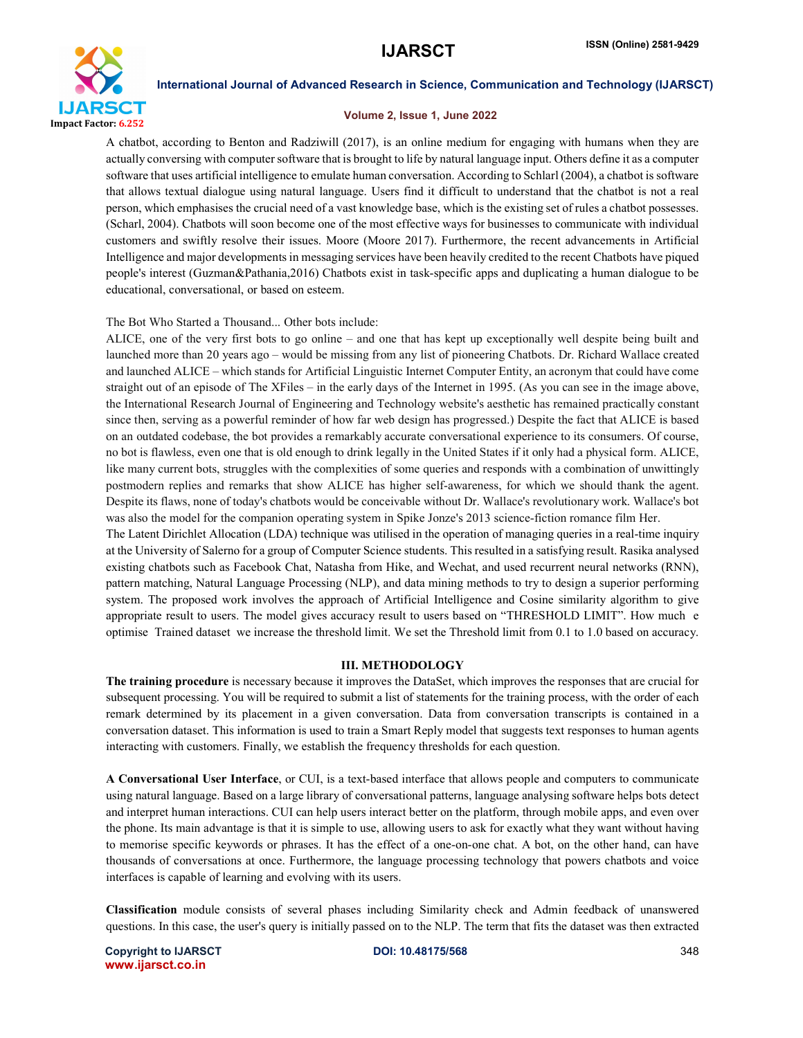A chatbot, according to Benton and Radziwill (2017), is an online medium for engaging with humans when they are actually conversing with computer software that is brought to life by natural language input. Others define it as a computer software that uses artificial intelligence to emulate human conversation. According to Schlarl (2004), a chatbot is software that allows textual dialogue using natural language. Users find it difficult to understand that the chatbot is not a real person, which emphasises the crucial need of a vast knowledge base, which is the existing set of rules a chatbot possesses. (Scharl, 2004). Chatbots will soon become one of the most effective ways for businesses to communicate with individual customers and swiftly resolve their issues. Moore (Moore 2017). Furthermore, the recent advancements in Artificial Intelligence and major developments in messaging services have been heavily credited to the recent Chatbots have piqued people's interest (Guzman&Pathania,2016) Chatbots exist in task-specific apps and duplicating a human dialogue to be educational, conversational, or based on esteem.

The Bot Who Started a Thousand... Other bots include:

ALICE, one of the very first bots to go online – and one that has kept up exceptionally well despite being built and launched more than 20 years ago – would be missing from any list of pioneering Chatbots. Dr. Richard Wallace created and launched ALICE – which stands for Artificial Linguistic Internet Computer Entity, an acronym that could have come straight out of an episode of The XFiles – in the early days of the Internet in 1995. (As you can see in the image above, the International Research Journal of Engineering and Technology website's aesthetic has remained practically constant since then, serving as a powerful reminder of how far web design has progressed.) Despite the fact that ALICE is based on an outdated codebase, the bot provides a remarkably accurate conversational experience to its consumers. Of course, no bot is flawless, even one that is old enough to drink legally in the United States if it only had a physical form. ALICE, like many current bots, struggles with the complexities of some queries and responds with a combination of unwittingly postmodern replies and remarks that show ALICE has higher self-awareness, for which we should thank the agent. Despite its flaws, none of today's chatbots would be conceivable without Dr. Wallace's revolutionary work. Wallace's bot was also the model for the companion operating system in Spike Jonze's 2013 science-fiction romance film Her.

The Latent Dirichlet Allocation (LDA) technique was utilised in the operation of managing queries in a real-time inquiry at the University of Salerno for a group of Computer Science students. This resulted in a satisfying result. Rasika analysed existing chatbots such as Facebook Chat, Natasha from Hike, and Wechat, and used recurrent neural networks (RNN), pattern matching, Natural Language Processing (NLP), and data mining methods to try to design a superior performing system. The proposed work involves the approach of Artificial Intelligence and Cosine similarity algorithm to give appropriate result to users. The model gives accuracy result to users based on "THRESHOLD LIMIT". How much e optimise Trained dataset we increase the threshold limit. We set the Threshold limit from 0.1 to 1.0 based on accuracy.

## III. METHODOLOGY

**The training procedure** is necessary because it improves the DataSet, which improves the responses that are crucial for subsequent processing. You will be required to submit a list of statements for the training process, with the order of each remark determined by its placement in a given conversation. Data from conversation transcripts is contained in a conversation dataset. This information is used to train a Smart Reply model that suggests text responses to human agents interacting with customers. Finally, we establish the frequency thresholds for each question.

**A Conversational User Interface**, or CUI, is a text-based interface that allows people and computers to communicate using natural language. Based on a large library of conversational patterns, language analysing software helps bots detect and interpret human interactions. CUI can help users interact better on the platform, through mobile apps, and even over the phone. Its main advantage is that it is simple to use, allowing users to ask for exactly what they want without having to memorise specific keywords or phrases. It has the effect of a one-on-one chat. A bot, on the other hand, can have thousands of conversations at once. Furthermore, the language processing technology that powers chatbots and voice interfaces is capable of learning and evolving with its users.

**Classification** module consists of several phases including Similarity check and Admin feedback of unanswered questions. In this case, the user's query is initially passed on to the NLP. The term that fits the dataset was then extracted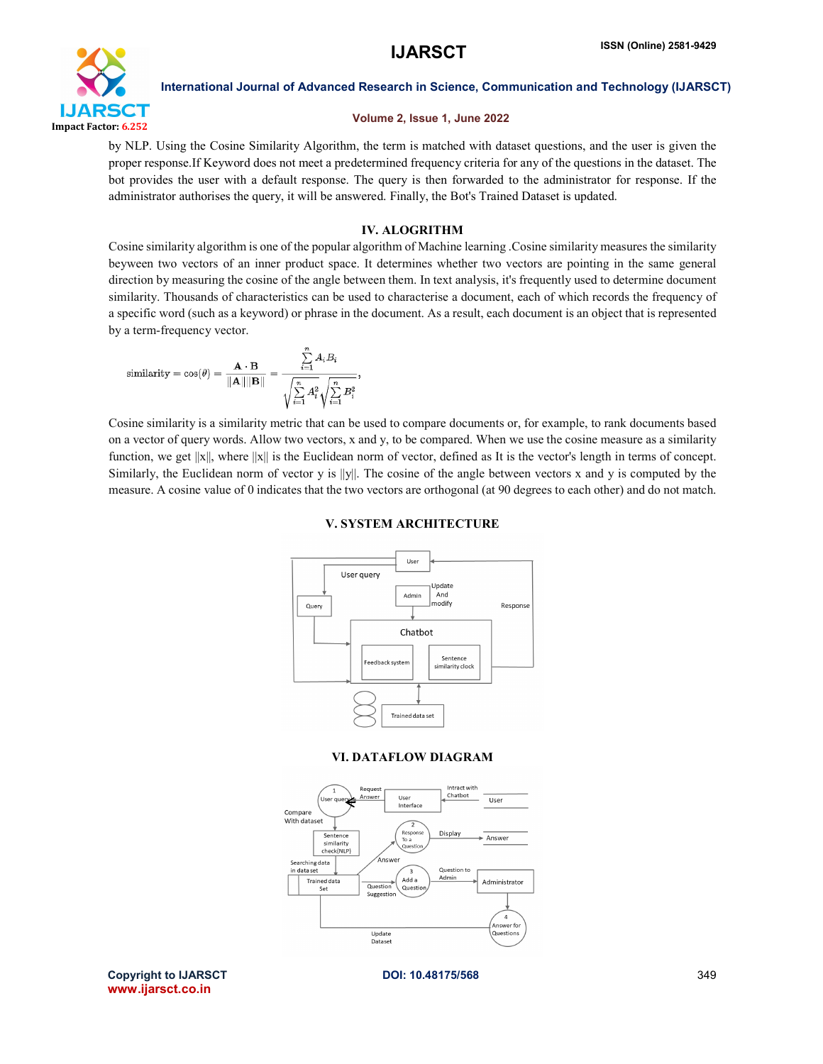by NLP. Using the Cosine Similarity Algorithm, the term is matched with dataset questions, and the user is given the proper response.If Keyword does not meet a predetermined frequency criteria for any of the questions in the dataset. The bot provides the user with a default response. The query is then forwarded to the administrator for response. If the administrator authorises the query, it will be answered. Finally, the Bot's Trained Dataset is updated.

## IV. ALOGRITHM

Cosine similarity algorithm is one of the popular algorithm of Machine learning .Cosine similarity measures the similarity beyween two vectors of an inner product space. It determines whether two vectors are pointing in the same general direction by measuring the cosine of the angle between them. In text analysis, it's frequently used to determine document similarity. Thousands of characteristics can be used to characterise a document, each of which records the frequency of a specific word (such as a keyword) or phrase in the document. As a result, each document is an object that is represented by a term-frequency vector.

$$\text{similarity} = \cos(\theta) = \frac{\mathbf{A} \cdot \mathbf{B}}{\|\mathbf{A}\|\|\mathbf{B}\|} = \frac{\sum_{i=1}^{n} A_i B_i}{\sqrt{\sum_{i=1}^{n} A_i^2}\sqrt{\sum_{i=1}^{n} B_i^2}},$$

Cosine similarity is a similarity metric that can be used to compare documents or, for example, to rank documents based on a vector of query words. Allow two vectors, x and y, to be compared. When we use the cosine measure as a similarity function, we get $||x||$, where $||x||$ is the Euclidean norm of vector, defined as It is the vector's length in terms of concept. Similarly, the Euclidean norm of vector y is $||y||$. The cosine of the angle between vectors x and y is computed by the measure. A cosine value of 0 indicates that the two vectors are orthogonal (at 90 degrees to each other) and do not match.

## V. SYSTEM ARCHITECTURE

## VI. DATAFLOW DIAGRAM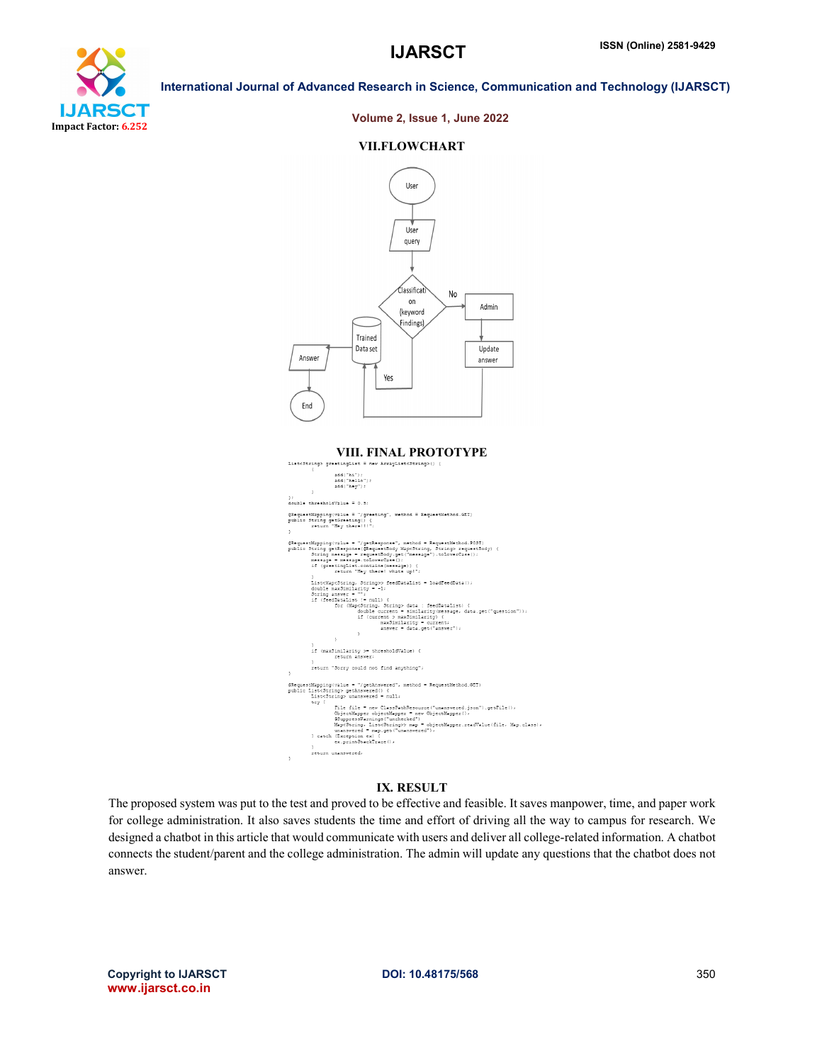## VII. FLOWCHART

User

User query

Classification (keyword Findings)

No

Admin

Update answer

Trained Data set

Yes

Answer

End

## VIII. FINAL PROTOTYPE

```
List<String> greetingList = new ArrayList<String>() {
        {
                add("hi");
                add("hello");
                add("hey");
        }
};
double thresholdValue = 0.5;

@RequestMapping(value = "/greeting", method = RequestMethod.GET)
public String getGreeting() {
        return "Hey there!!";
}

@RequestMapping(value = "/getResponse", method = RequestMethod.POST)
public String getResponse(@RequestBody Map<String, String> requestBody) {
        String message = requestBody.get("message").toLowerCase();
        message = message.toLowerCase();
        if (greetingList.contains(message)) {
                return "Hey there! whats up!";
        }
        List<Map<String, String>> feedDataList = loadFeedData();
        double maxSimilarity = -1;
        String answer = "";
        if (feedDataList != null) {
                for (Map<String, String> data : feedDataList) {
                        double current = similarity(message, data.get("question"));
                        if (current > maxSimilarity) {
                                maxSimilarity = current;
                                answer = data.get("answer");
                        }
                }
        }
        if (maxSimilarity >= thresholdValue) {
                return answer;
        }
        return "Sorry could not find anything";
}

@RequestMapping(value = "/getAnswered", method = RequestMethod.GET)
public List<String> getAnswered() {
        List<String> unanswered = null;
        try {
                File file = new ClassPathResource("unanswered.json").getFile();
                ObjectMapper objectMapper = new ObjectMapper();
                @SuppressWarnings("unchecked")
                Map<String, List<String>> map = objectMapper.readValue(file, Map.class);
                unanswered = map.get("unanswered");
        } catch (Exception ex) {
                ex.printStackTrace();
        }
        return unanswered;
}
```

## IX. RESULT

The proposed system was put to the test and proved to be effective and feasible. It saves manpower, time, and paper work for college administration. It also saves students the time and effort of driving all the way to campus for research. We designed a chatbot in this article that would communicate with users and deliver all college-related information. A chatbot connects the student/parent and the college administration. The admin will update any questions that the chatbot does not answer.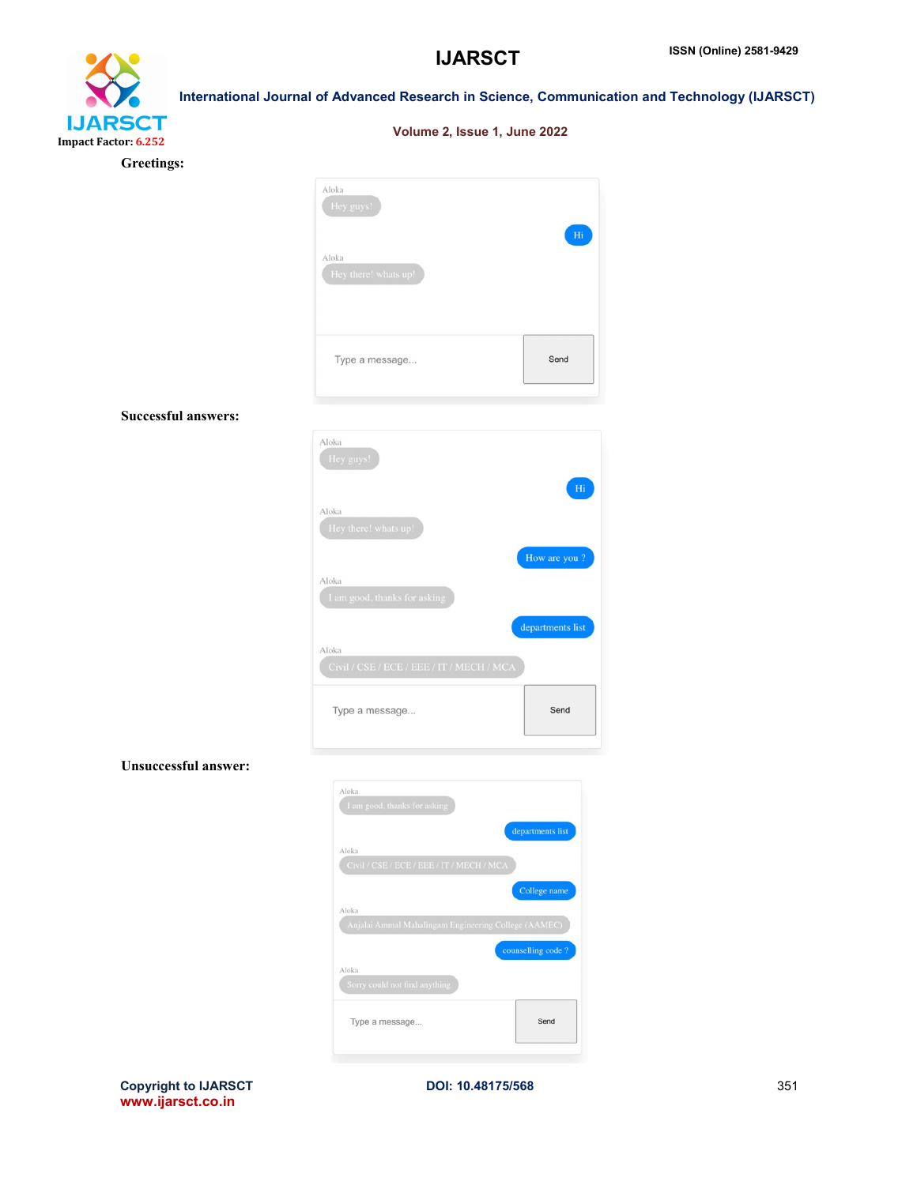**Greetings:**

**Successful answers:**

**Unsuccessful answer:**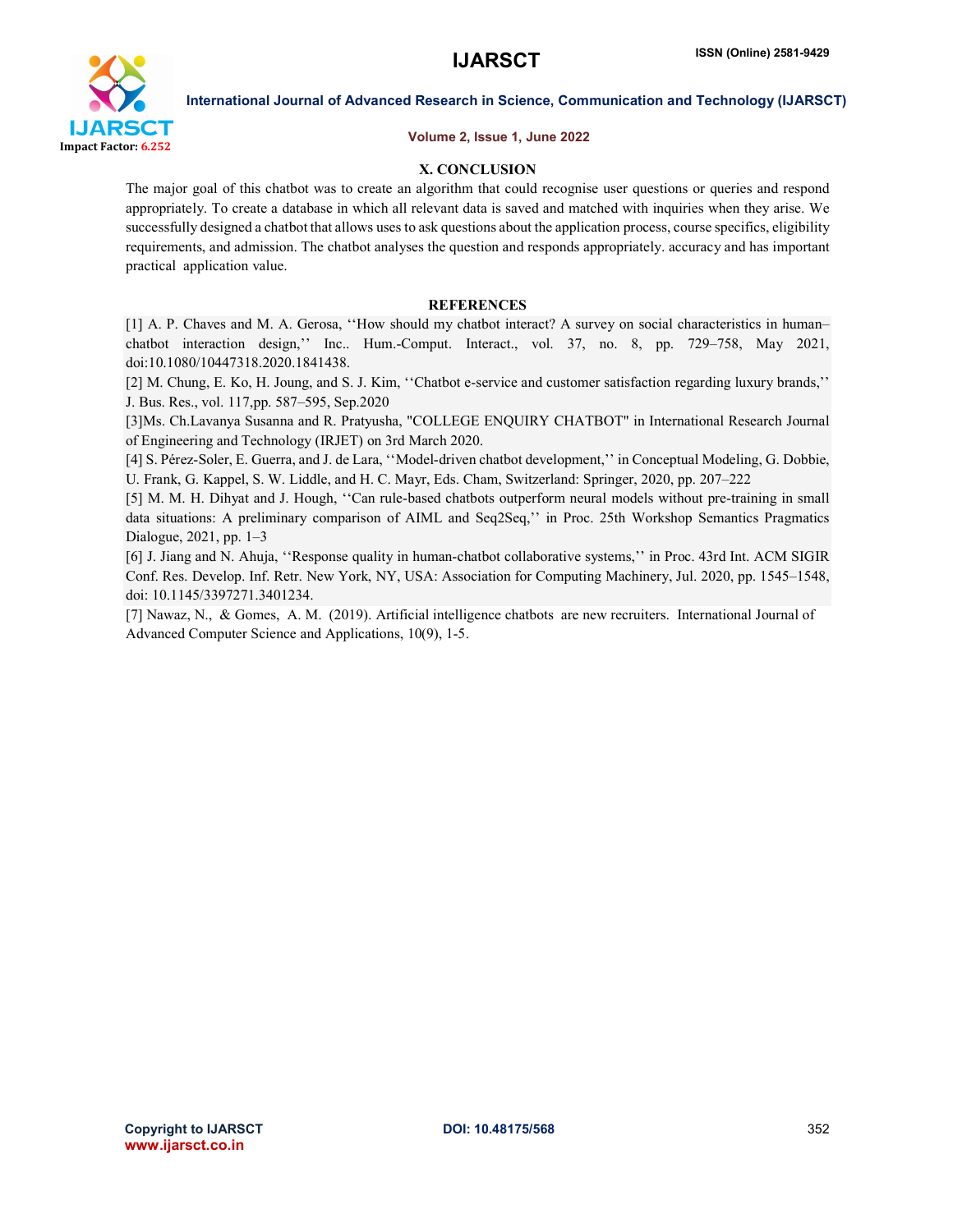## X. CONCLUSION

The major goal of this chatbot was to create an algorithm that could recognise user questions or queries and respond appropriately. To create a database in which all relevant data is saved and matched with inquiries when they arise. We successfully designed a chatbot that allows uses to ask questions about the application process, course specifics, eligibility requirements, and admission. The chatbot analyses the question and responds appropriately. accuracy and has important practical application value.

## REFERENCES

[1] A. P. Chaves and M. A. Gerosa, ''How should my chatbot interact? A survey on social characteristics in human–chatbot interaction design,'' Inc.. Hum.-Comput. Interact., vol. 37, no. 8, pp. 729–758, May 2021, doi:10.1080/10447318.2020.1841438.

[2] M. Chung, E. Ko, H. Joung, and S. J. Kim, ''Chatbot e-service and customer satisfaction regarding luxury brands,'' J. Bus. Res., vol. 117,pp. 587–595, Sep.2020

[3]Ms. Ch.Lavanya Susanna and R. Pratyusha, "COLLEGE ENQUIRY CHATBOT" in International Research Journal of Engineering and Technology (IRJET) on 3rd March 2020.

[4] S. Pérez-Soler, E. Guerra, and J. de Lara, ''Model-driven chatbot development,'' in Conceptual Modeling, G. Dobbie, U. Frank, G. Kappel, S. W. Liddle, and H. C. Mayr, Eds. Cham, Switzerland: Springer, 2020, pp. 207–222

[5] M. M. H. Dihyat and J. Hough, ''Can rule-based chatbots outperform neural models without pre-training in small data situations: A preliminary comparison of AIML and Seq2Seq,'' in Proc. 25th Workshop Semantics Pragmatics Dialogue, 2021, pp. 1–3

[6] J. Jiang and N. Ahuja, ''Response quality in human-chatbot collaborative systems,'' in Proc. 43rd Int. ACM SIGIR Conf. Res. Develop. Inf. Retr. New York, NY, USA: Association for Computing Machinery, Jul. 2020, pp. 1545–1548, doi: 10.1145/3397271.3401234.

[7] Nawaz, N., & Gomes, A. M. (2019). Artificial intelligence chatbots are new recruiters. International Journal of Advanced Computer Science and Applications, 10(9), 1-5.